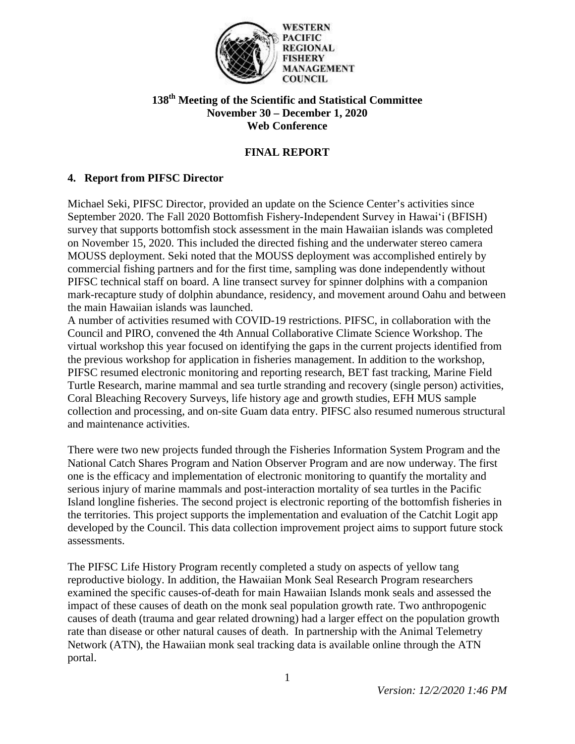WESTERN PACIFIC REGIONAL FISHERY MANAGEMENT COUNCIL

# 138th Meeting of the Scientific and Statistical Committee
## November 30 – December 1, 2020
## Web Conference

## FINAL REPORT

### 4. Report from PIFSC Director

Michael Seki, PIFSC Director, provided an update on the Science Center's activities since September 2020. The Fall 2020 Bottomfish Fishery-Independent Survey in Hawaiʻi (BFISH) survey that supports bottomfish stock assessment in the main Hawaiian islands was completed on November 15, 2020. This included the directed fishing and the underwater stereo camera MOUSS deployment. Seki noted that the MOUSS deployment was accomplished entirely by commercial fishing partners and for the first time, sampling was done independently without PIFSC technical staff on board. A line transect survey for spinner dolphins with a companion mark-recapture study of dolphin abundance, residency, and movement around Oahu and between the main Hawaiian islands was launched.
A number of activities resumed with COVID-19 restrictions. PIFSC, in collaboration with the Council and PIRO, convened the 4th Annual Collaborative Climate Science Workshop. The virtual workshop this year focused on identifying the gaps in the current projects identified from the previous workshop for application in fisheries management. In addition to the workshop, PIFSC resumed electronic monitoring and reporting research, BET fast tracking, Marine Field Turtle Research, marine mammal and sea turtle stranding and recovery (single person) activities, Coral Bleaching Recovery Surveys, life history age and growth studies, EFH MUS sample collection and processing, and on-site Guam data entry. PIFSC also resumed numerous structural and maintenance activities.

There were two new projects funded through the Fisheries Information System Program and the National Catch Shares Program and Nation Observer Program and are now underway. The first one is the efficacy and implementation of electronic monitoring to quantify the mortality and serious injury of marine mammals and post-interaction mortality of sea turtles in the Pacific Island longline fisheries. The second project is electronic reporting of the bottomfish fisheries in the territories. This project supports the implementation and evaluation of the Catchit Logit app developed by the Council. This data collection improvement project aims to support future stock assessments.

The PIFSC Life History Program recently completed a study on aspects of yellow tang reproductive biology. In addition, the Hawaiian Monk Seal Research Program researchers examined the specific causes-of-death for main Hawaiian Islands monk seals and assessed the impact of these causes of death on the monk seal population growth rate. Two anthropogenic causes of death (trauma and gear related drowning) had a larger effect on the population growth rate than disease or other natural causes of death. In partnership with the Animal Telemetry Network (ATN), the Hawaiian monk seal tracking data is available online through the ATN portal.

*Version: 12/2/2020 1:46 PM*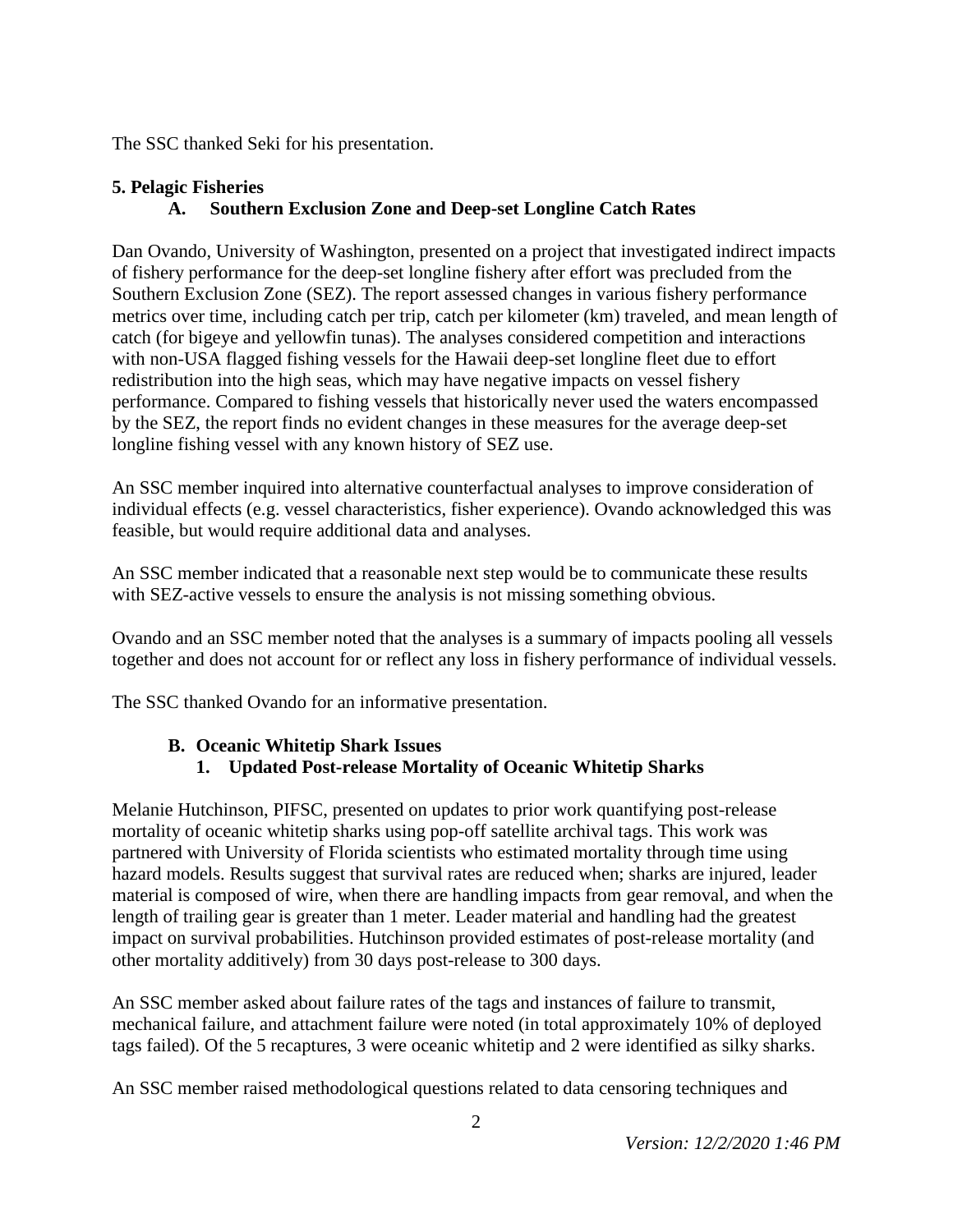The SSC thanked Seki for his presentation.

## 5. Pelagic Fisheries

### A. Southern Exclusion Zone and Deep-set Longline Catch Rates

Dan Ovando, University of Washington, presented on a project that investigated indirect impacts of fishery performance for the deep-set longline fishery after effort was precluded from the Southern Exclusion Zone (SEZ). The report assessed changes in various fishery performance metrics over time, including catch per trip, catch per kilometer (km) traveled, and mean length of catch (for bigeye and yellowfin tunas). The analyses considered competition and interactions with non-USA flagged fishing vessels for the Hawaii deep-set longline fleet due to effort redistribution into the high seas, which may have negative impacts on vessel fishery performance. Compared to fishing vessels that historically never used the waters encompassed by the SEZ, the report finds no evident changes in these measures for the average deep-set longline fishing vessel with any known history of SEZ use.

An SSC member inquired into alternative counterfactual analyses to improve consideration of individual effects (e.g. vessel characteristics, fisher experience). Ovando acknowledged this was feasible, but would require additional data and analyses.

An SSC member indicated that a reasonable next step would be to communicate these results with SEZ-active vessels to ensure the analysis is not missing something obvious.

Ovando and an SSC member noted that the analyses is a summary of impacts pooling all vessels together and does not account for or reflect any loss in fishery performance of individual vessels.

The SSC thanked Ovando for an informative presentation.

### B. Oceanic Whitetip Shark Issues

#### 1. Updated Post-release Mortality of Oceanic Whitetip Sharks

Melanie Hutchinson, PIFSC, presented on updates to prior work quantifying post-release mortality of oceanic whitetip sharks using pop-off satellite archival tags. This work was partnered with University of Florida scientists who estimated mortality through time using hazard models. Results suggest that survival rates are reduced when; sharks are injured, leader material is composed of wire, when there are handling impacts from gear removal, and when the length of trailing gear is greater than 1 meter. Leader material and handling had the greatest impact on survival probabilities. Hutchinson provided estimates of post-release mortality (and other mortality additively) from 30 days post-release to 300 days.

An SSC member asked about failure rates of the tags and instances of failure to transmit, mechanical failure, and attachment failure were noted (in total approximately 10% of deployed tags failed). Of the 5 recaptures, 3 were oceanic whitetip and 2 were identified as silky sharks.

An SSC member raised methodological questions related to data censoring techniques and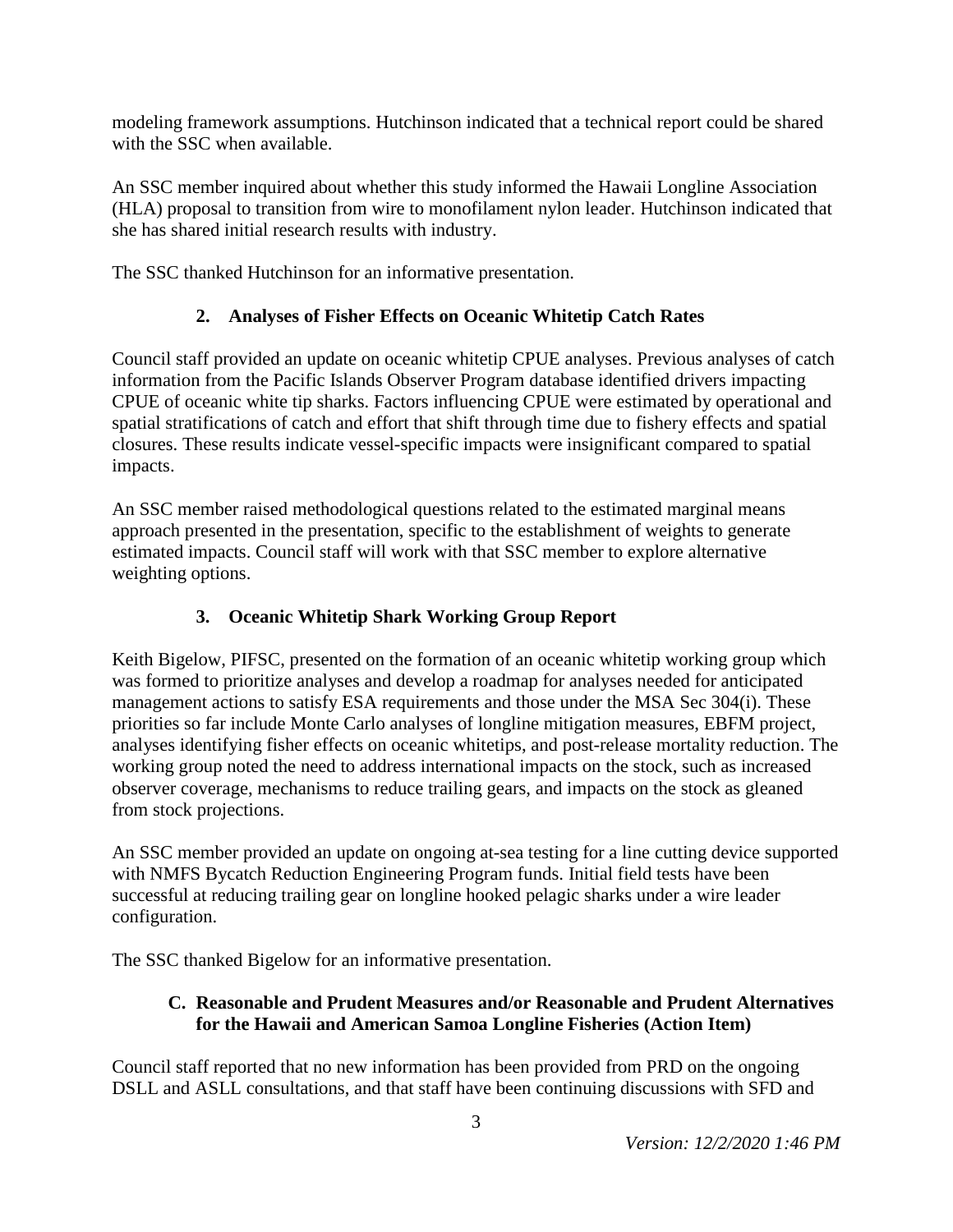modeling framework assumptions. Hutchinson indicated that a technical report could be shared with the SSC when available.

An SSC member inquired about whether this study informed the Hawaii Longline Association (HLA) proposal to transition from wire to monofilament nylon leader. Hutchinson indicated that she has shared initial research results with industry.

The SSC thanked Hutchinson for an informative presentation.

### 2. Analyses of Fisher Effects on Oceanic Whitetip Catch Rates

Council staff provided an update on oceanic whitetip CPUE analyses. Previous analyses of catch information from the Pacific Islands Observer Program database identified drivers impacting CPUE of oceanic white tip sharks. Factors influencing CPUE were estimated by operational and spatial stratifications of catch and effort that shift through time due to fishery effects and spatial closures. These results indicate vessel-specific impacts were insignificant compared to spatial impacts.

An SSC member raised methodological questions related to the estimated marginal means approach presented in the presentation, specific to the establishment of weights to generate estimated impacts. Council staff will work with that SSC member to explore alternative weighting options.

### 3. Oceanic Whitetip Shark Working Group Report

Keith Bigelow, PIFSC, presented on the formation of an oceanic whitetip working group which was formed to prioritize analyses and develop a roadmap for analyses needed for anticipated management actions to satisfy ESA requirements and those under the MSA Sec 304(i). These priorities so far include Monte Carlo analyses of longline mitigation measures, EBFM project, analyses identifying fisher effects on oceanic whitetips, and post-release mortality reduction. The working group noted the need to address international impacts on the stock, such as increased observer coverage, mechanisms to reduce trailing gears, and impacts on the stock as gleaned from stock projections.

An SSC member provided an update on ongoing at-sea testing for a line cutting device supported with NMFS Bycatch Reduction Engineering Program funds. Initial field tests have been successful at reducing trailing gear on longline hooked pelagic sharks under a wire leader configuration.

The SSC thanked Bigelow for an informative presentation.

## C. Reasonable and Prudent Measures and/or Reasonable and Prudent Alternatives for the Hawaii and American Samoa Longline Fisheries (Action Item)

Council staff reported that no new information has been provided from PRD on the ongoing DSLL and ASLL consultations, and that staff have been continuing discussions with SFD and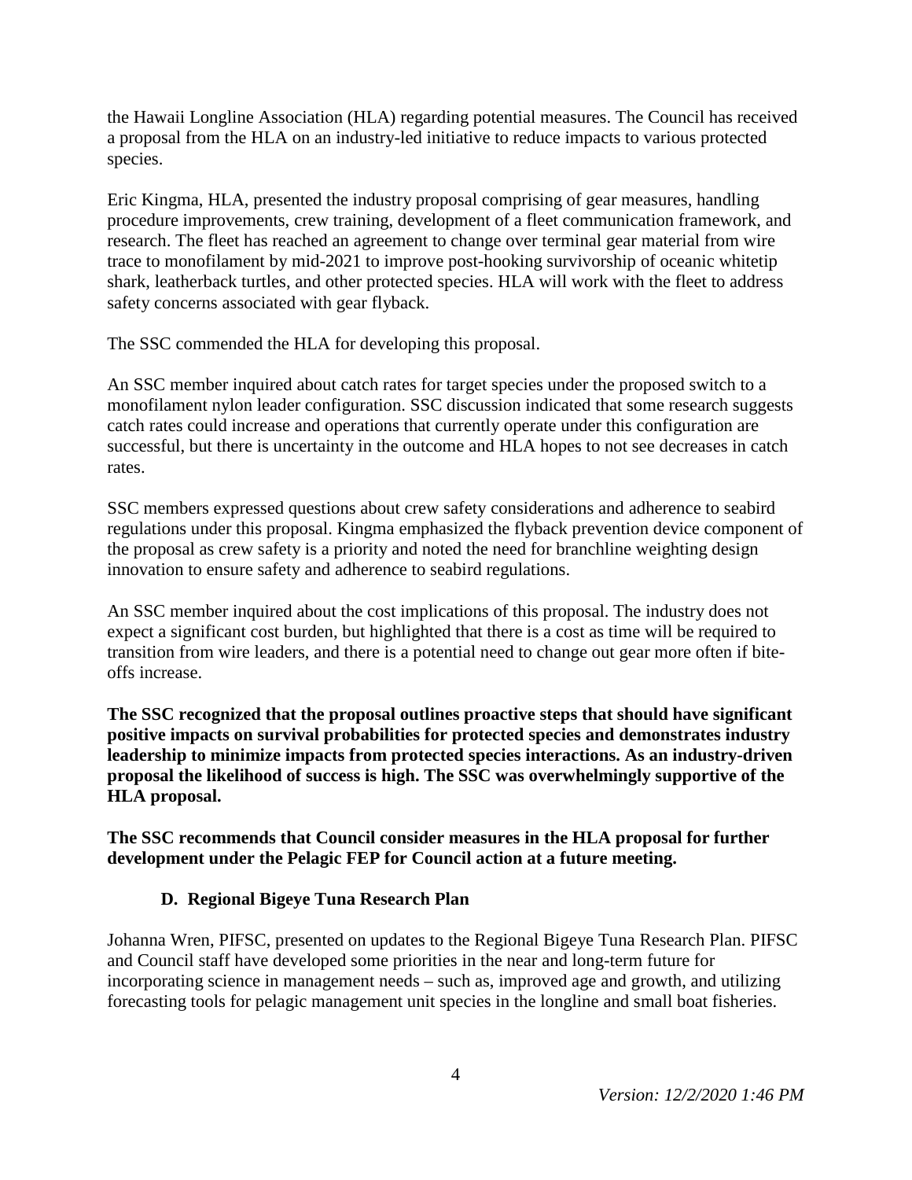the Hawaii Longline Association (HLA) regarding potential measures. The Council has received a proposal from the HLA on an industry-led initiative to reduce impacts to various protected species.

Eric Kingma, HLA, presented the industry proposal comprising of gear measures, handling procedure improvements, crew training, development of a fleet communication framework, and research. The fleet has reached an agreement to change over terminal gear material from wire trace to monofilament by mid-2021 to improve post-hooking survivorship of oceanic whitetip shark, leatherback turtles, and other protected species. HLA will work with the fleet to address safety concerns associated with gear flyback.

The SSC commended the HLA for developing this proposal.

An SSC member inquired about catch rates for target species under the proposed switch to a monofilament nylon leader configuration. SSC discussion indicated that some research suggests catch rates could increase and operations that currently operate under this configuration are successful, but there is uncertainty in the outcome and HLA hopes to not see decreases in catch rates.

SSC members expressed questions about crew safety considerations and adherence to seabird regulations under this proposal. Kingma emphasized the flyback prevention device component of the proposal as crew safety is a priority and noted the need for branchline weighting design innovation to ensure safety and adherence to seabird regulations.

An SSC member inquired about the cost implications of this proposal. The industry does not expect a significant cost burden, but highlighted that there is a cost as time will be required to transition from wire leaders, and there is a potential need to change out gear more often if bite-offs increase.

**The SSC recognized that the proposal outlines proactive steps that should have significant positive impacts on survival probabilities for protected species and demonstrates industry leadership to minimize impacts from protected species interactions. As an industry-driven proposal the likelihood of success is high. The SSC was overwhelmingly supportive of the HLA proposal.**

**The SSC recommends that Council consider measures in the HLA proposal for further development under the Pelagic FEP for Council action at a future meeting.**

### D. Regional Bigeye Tuna Research Plan

Johanna Wren, PIFSC, presented on updates to the Regional Bigeye Tuna Research Plan. PIFSC and Council staff have developed some priorities in the near and long-term future for incorporating science in management needs – such as, improved age and growth, and utilizing forecasting tools for pelagic management unit species in the longline and small boat fisheries.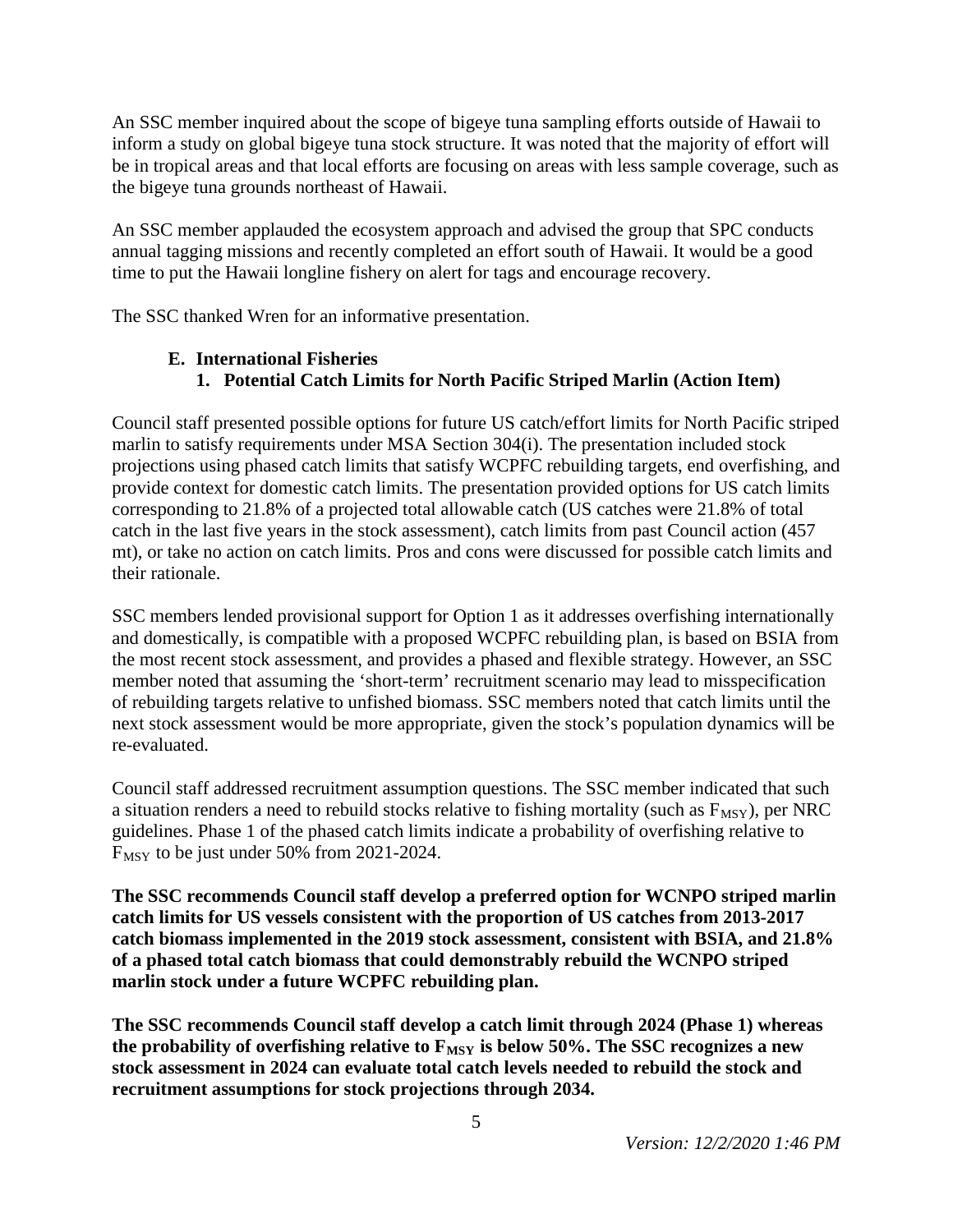An SSC member inquired about the scope of bigeye tuna sampling efforts outside of Hawaii to inform a study on global bigeye tuna stock structure. It was noted that the majority of effort will be in tropical areas and that local efforts are focusing on areas with less sample coverage, such as the bigeye tuna grounds northeast of Hawaii.

An SSC member applauded the ecosystem approach and advised the group that SPC conducts annual tagging missions and recently completed an effort south of Hawaii. It would be a good time to put the Hawaii longline fishery on alert for tags and encourage recovery.

The SSC thanked Wren for an informative presentation.

### E. International Fisheries

#### 1. Potential Catch Limits for North Pacific Striped Marlin (Action Item)

Council staff presented possible options for future US catch/effort limits for North Pacific striped marlin to satisfy requirements under MSA Section 304(i). The presentation included stock projections using phased catch limits that satisfy WCPFC rebuilding targets, end overfishing, and provide context for domestic catch limits. The presentation provided options for US catch limits corresponding to 21.8% of a projected total allowable catch (US catches were 21.8% of total catch in the last five years in the stock assessment), catch limits from past Council action (457 mt), or take no action on catch limits. Pros and cons were discussed for possible catch limits and their rationale.

SSC members lended provisional support for Option 1 as it addresses overfishing internationally and domestically, is compatible with a proposed WCPFC rebuilding plan, is based on BSIA from the most recent stock assessment, and provides a phased and flexible strategy. However, an SSC member noted that assuming the 'short-term' recruitment scenario may lead to misspecification of rebuilding targets relative to unfished biomass. SSC members noted that catch limits until the next stock assessment would be more appropriate, given the stock's population dynamics will be re-evaluated.

Council staff addressed recruitment assumption questions. The SSC member indicated that such a situation renders a need to rebuild stocks relative to fishing mortality (such as $F_{MSY}$), per NRC guidelines. Phase 1 of the phased catch limits indicate a probability of overfishing relative to $F_{MSY}$ to be just under 50% from 2021-2024.

**The SSC recommends Council staff develop a preferred option for WCNPO striped marlin catch limits for US vessels consistent with the proportion of US catches from 2013-2017 catch biomass implemented in the 2019 stock assessment, consistent with BSIA, and 21.8% of a phased total catch biomass that could demonstrably rebuild the WCNPO striped marlin stock under a future WCPFC rebuilding plan.**

**The SSC recommends Council staff develop a catch limit through 2024 (Phase 1) whereas the probability of overfishing relative to $F_{MSY}$ is below 50%. The SSC recognizes a new stock assessment in 2024 can evaluate total catch levels needed to rebuild the stock and recruitment assumptions for stock projections through 2034.**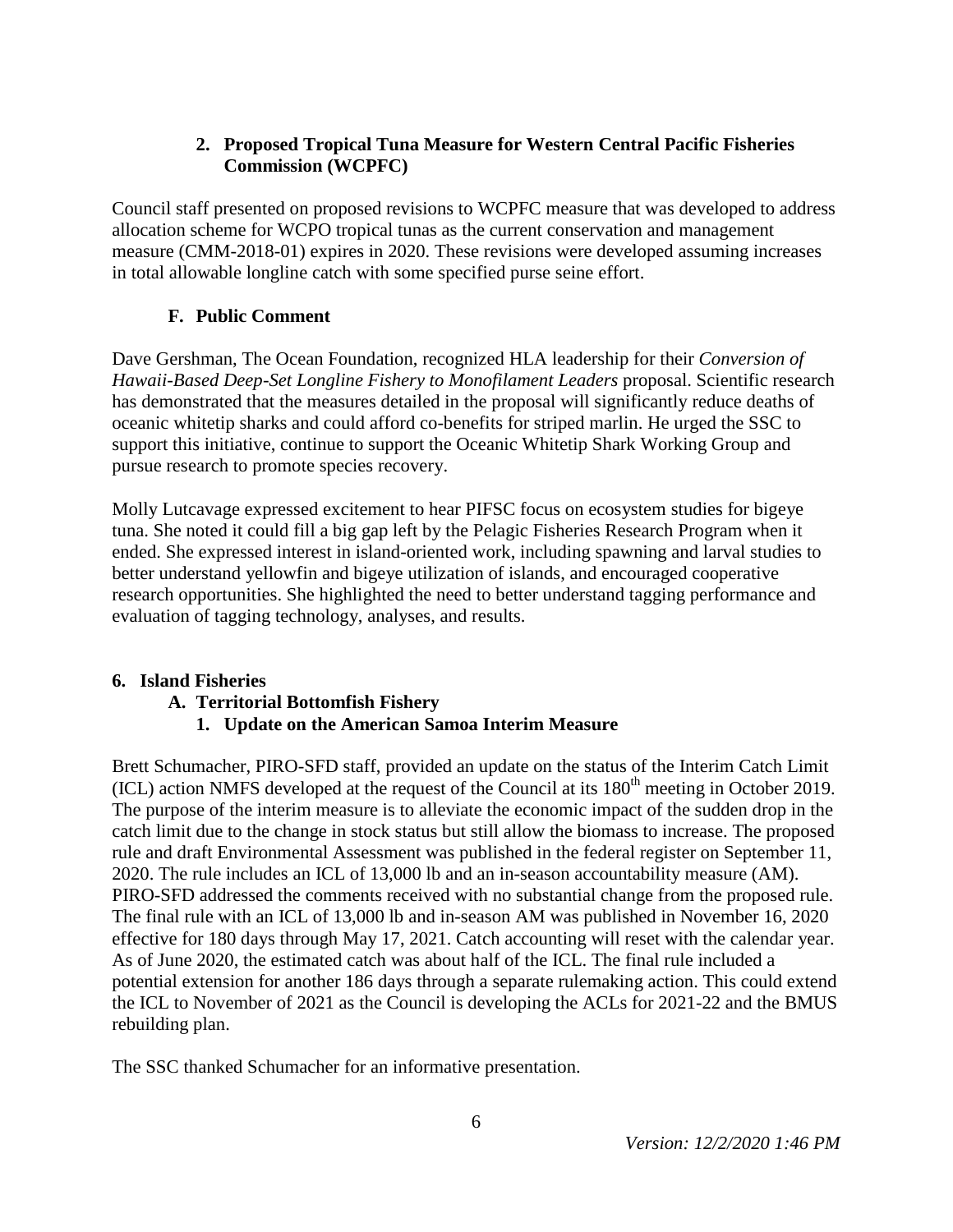### 2. Proposed Tropical Tuna Measure for Western Central Pacific Fisheries Commission (WCPFC)

Council staff presented on proposed revisions to WCPFC measure that was developed to address allocation scheme for WCPO tropical tunas as the current conservation and management measure (CMM-2018-01) expires in 2020. These revisions were developed assuming increases in total allowable longline catch with some specified purse seine effort.

## F. Public Comment

Dave Gershman, The Ocean Foundation, recognized HLA leadership for their *Conversion of Hawaii-Based Deep-Set Longline Fishery to Monofilament Leaders* proposal. Scientific research has demonstrated that the measures detailed in the proposal will significantly reduce deaths of oceanic whitetip sharks and could afford co-benefits for striped marlin. He urged the SSC to support this initiative, continue to support the Oceanic Whitetip Shark Working Group and pursue research to promote species recovery.

Molly Lutcavage expressed excitement to hear PIFSC focus on ecosystem studies for bigeye tuna. She noted it could fill a big gap left by the Pelagic Fisheries Research Program when it ended. She expressed interest in island-oriented work, including spawning and larval studies to better understand yellowfin and bigeye utilization of islands, and encouraged cooperative research opportunities. She highlighted the need to better understand tagging performance and evaluation of tagging technology, analyses, and results.

# 6. Island Fisheries

## A. Territorial Bottomfish Fishery

### 1. Update on the American Samoa Interim Measure

Brett Schumacher, PIRO-SFD staff, provided an update on the status of the Interim Catch Limit (ICL) action NMFS developed at the request of the Council at its 180th meeting in October 2019. The purpose of the interim measure is to alleviate the economic impact of the sudden drop in the catch limit due to the change in stock status but still allow the biomass to increase. The proposed rule and draft Environmental Assessment was published in the federal register on September 11, 2020. The rule includes an ICL of 13,000 lb and an in-season accountability measure (AM). PIRO-SFD addressed the comments received with no substantial change from the proposed rule. The final rule with an ICL of 13,000 lb and in-season AM was published in November 16, 2020 effective for 180 days through May 17, 2021. Catch accounting will reset with the calendar year. As of June 2020, the estimated catch was about half of the ICL. The final rule included a potential extension for another 186 days through a separate rulemaking action. This could extend the ICL to November of 2021 as the Council is developing the ACLs for 2021-22 and the BMUS rebuilding plan.

The SSC thanked Schumacher for an informative presentation.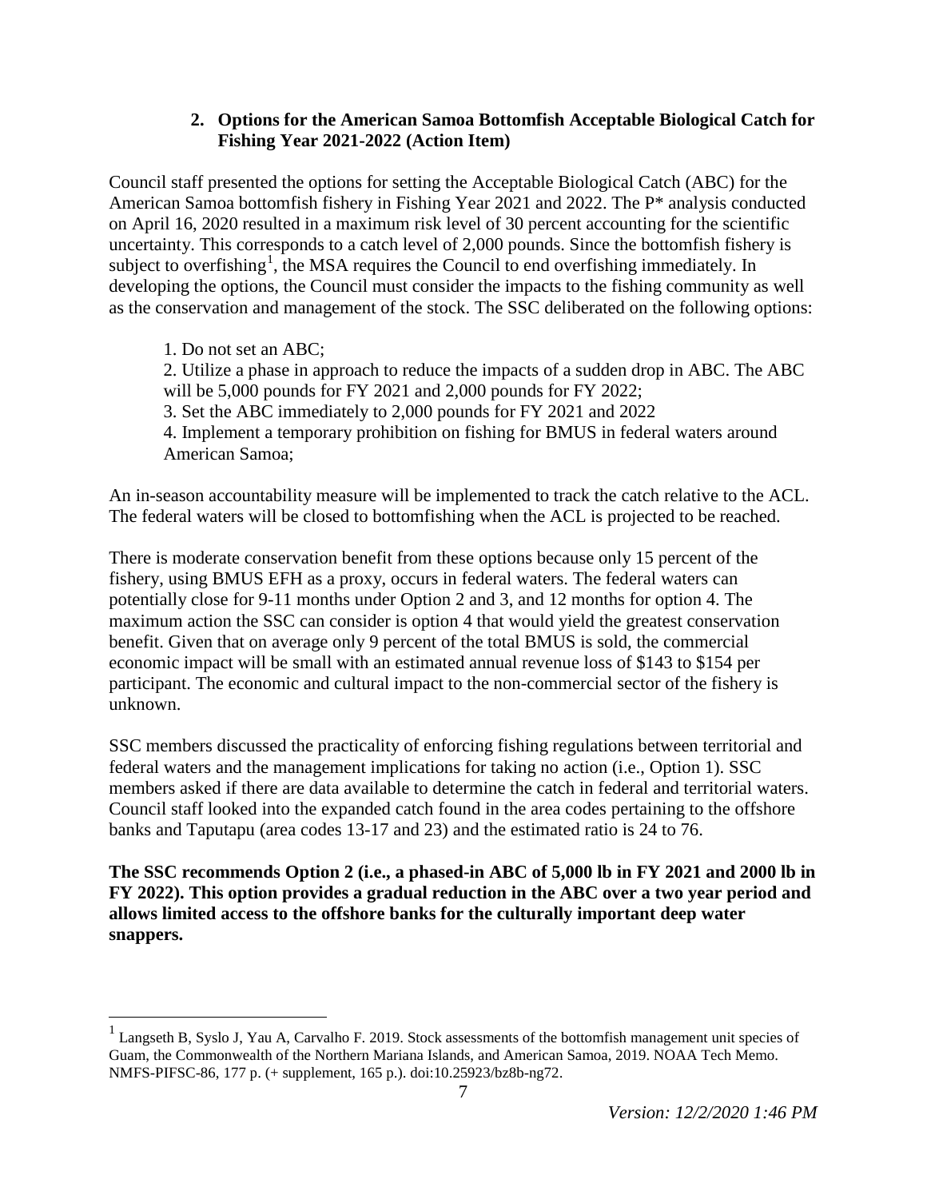### 2. Options for the American Samoa Bottomfish Acceptable Biological Catch for Fishing Year 2021-2022 (Action Item)

Council staff presented the options for setting the Acceptable Biological Catch (ABC) for the American Samoa bottomfish fishery in Fishing Year 2021 and 2022. The P* analysis conducted on April 16, 2020 resulted in a maximum risk level of 30 percent accounting for the scientific uncertainty. This corresponds to a catch level of 2,000 pounds. Since the bottomfish fishery is subject to overfishing[1], the MSA requires the Council to end overfishing immediately. In developing the options, the Council must consider the impacts to the fishing community as well as the conservation and management of the stock. The SSC deliberated on the following options:

1. Do not set an ABC;
2. Utilize a phase in approach to reduce the impacts of a sudden drop in ABC. The ABC will be 5,000 pounds for FY 2021 and 2,000 pounds for FY 2022;
3. Set the ABC immediately to 2,000 pounds for FY 2021 and 2022
4. Implement a temporary prohibition on fishing for BMUS in federal waters around American Samoa;

An in-season accountability measure will be implemented to track the catch relative to the ACL. The federal waters will be closed to bottomfishing when the ACL is projected to be reached.

There is moderate conservation benefit from these options because only 15 percent of the fishery, using BMUS EFH as a proxy, occurs in federal waters. The federal waters can potentially close for 9-11 months under Option 2 and 3, and 12 months for option 4. The maximum action the SSC can consider is option 4 that would yield the greatest conservation benefit. Given that on average only 9 percent of the total BMUS is sold, the commercial economic impact will be small with an estimated annual revenue loss of $143 to $154 per participant. The economic and cultural impact to the non-commercial sector of the fishery is unknown.

SSC members discussed the practicality of enforcing fishing regulations between territorial and federal waters and the management implications for taking no action (i.e., Option 1). SSC members asked if there are data available to determine the catch in federal and territorial waters. Council staff looked into the expanded catch found in the area codes pertaining to the offshore banks and Taputapu (area codes 13-17 and 23) and the estimated ratio is 24 to 76.

**The SSC recommends Option 2 (i.e., a phased-in ABC of 5,000 lb in FY 2021 and 2000 lb in FY 2022). This option provides a gradual reduction in the ABC over a two year period and allows limited access to the offshore banks for the culturally important deep water snappers.**

[1] Langseth B, Syslo J, Yau A, Carvalho F. 2019. Stock assessments of the bottomfish management unit species of Guam, the Commonwealth of the Northern Mariana Islands, and American Samoa, 2019. NOAA Tech Memo. NMFS-PIFSC-86, 177 p. (+ supplement, 165 p.). doi:10.25923/bz8b-ng72.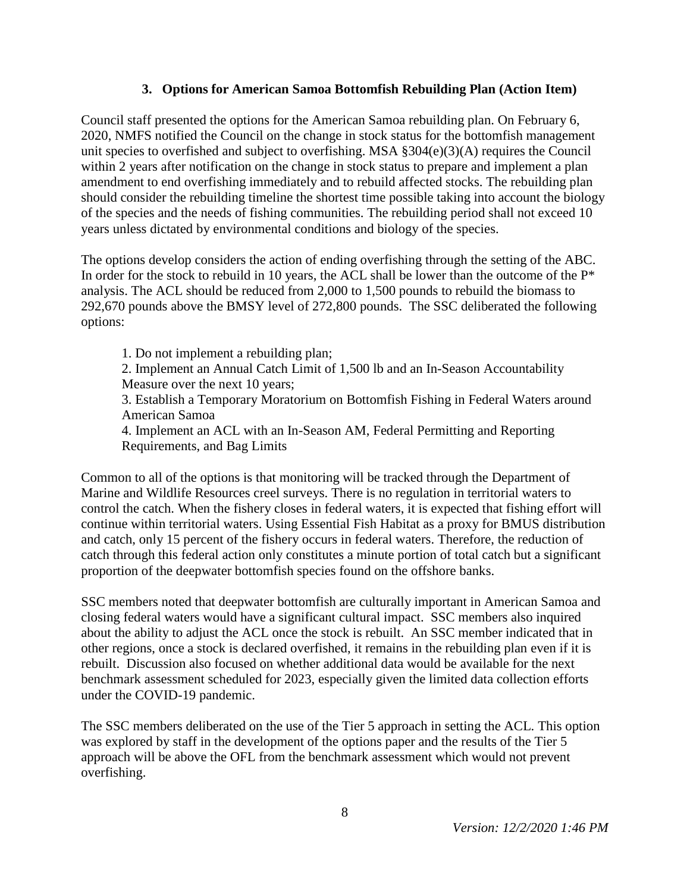### 3. Options for American Samoa Bottomfish Rebuilding Plan (Action Item)

Council staff presented the options for the American Samoa rebuilding plan. On February 6, 2020, NMFS notified the Council on the change in stock status for the bottomfish management unit species to overfished and subject to overfishing. MSA §304(e)(3)(A) requires the Council within 2 years after notification on the change in stock status to prepare and implement a plan amendment to end overfishing immediately and to rebuild affected stocks. The rebuilding plan should consider the rebuilding timeline the shortest time possible taking into account the biology of the species and the needs of fishing communities. The rebuilding period shall not exceed 10 years unless dictated by environmental conditions and biology of the species.

The options develop considers the action of ending overfishing through the setting of the ABC. In order for the stock to rebuild in 10 years, the ACL shall be lower than the outcome of the P* analysis. The ACL should be reduced from 2,000 to 1,500 pounds to rebuild the biomass to 292,670 pounds above the BMSY level of 272,800 pounds. The SSC deliberated the following options:

1. Do not implement a rebuilding plan;
2. Implement an Annual Catch Limit of 1,500 lb and an In-Season Accountability Measure over the next 10 years;
3. Establish a Temporary Moratorium on Bottomfish Fishing in Federal Waters around American Samoa
4. Implement an ACL with an In-Season AM, Federal Permitting and Reporting Requirements, and Bag Limits

Common to all of the options is that monitoring will be tracked through the Department of Marine and Wildlife Resources creel surveys. There is no regulation in territorial waters to control the catch. When the fishery closes in federal waters, it is expected that fishing effort will continue within territorial waters. Using Essential Fish Habitat as a proxy for BMUS distribution and catch, only 15 percent of the fishery occurs in federal waters. Therefore, the reduction of catch through this federal action only constitutes a minute portion of total catch but a significant proportion of the deepwater bottomfish species found on the offshore banks.

SSC members noted that deepwater bottomfish are culturally important in American Samoa and closing federal waters would have a significant cultural impact. SSC members also inquired about the ability to adjust the ACL once the stock is rebuilt. An SSC member indicated that in other regions, once a stock is declared overfished, it remains in the rebuilding plan even if it is rebuilt. Discussion also focused on whether additional data would be available for the next benchmark assessment scheduled for 2023, especially given the limited data collection efforts under the COVID-19 pandemic.

The SSC members deliberated on the use of the Tier 5 approach in setting the ACL. This option was explored by staff in the development of the options paper and the results of the Tier 5 approach will be above the OFL from the benchmark assessment which would not prevent overfishing.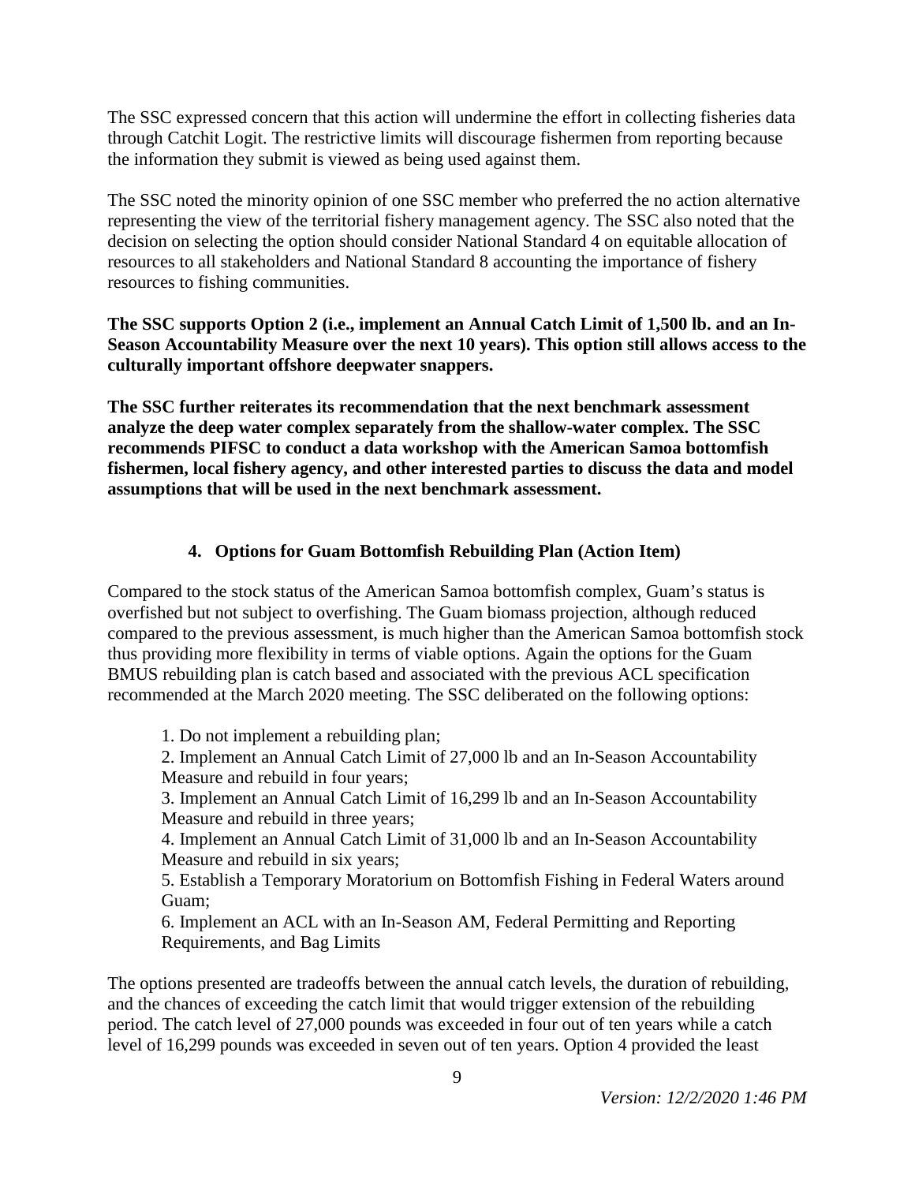The SSC expressed concern that this action will undermine the effort in collecting fisheries data through Catchit Logit. The restrictive limits will discourage fishermen from reporting because the information they submit is viewed as being used against them.

The SSC noted the minority opinion of one SSC member who preferred the no action alternative representing the view of the territorial fishery management agency. The SSC also noted that the decision on selecting the option should consider National Standard 4 on equitable allocation of resources to all stakeholders and National Standard 8 accounting the importance of fishery resources to fishing communities.

**The SSC supports Option 2 (i.e., implement an Annual Catch Limit of 1,500 lb. and an In-Season Accountability Measure over the next 10 years). This option still allows access to the culturally important offshore deepwater snappers.**

**The SSC further reiterates its recommendation that the next benchmark assessment analyze the deep water complex separately from the shallow-water complex. The SSC recommends PIFSC to conduct a data workshop with the American Samoa bottomfish fishermen, local fishery agency, and other interested parties to discuss the data and model assumptions that will be used in the next benchmark assessment.**

## 4. Options for Guam Bottomfish Rebuilding Plan (Action Item)

Compared to the stock status of the American Samoa bottomfish complex, Guam's status is overfished but not subject to overfishing. The Guam biomass projection, although reduced compared to the previous assessment, is much higher than the American Samoa bottomfish stock thus providing more flexibility in terms of viable options. Again the options for the Guam BMUS rebuilding plan is catch based and associated with the previous ACL specification recommended at the March 2020 meeting. The SSC deliberated on the following options:

1. Do not implement a rebuilding plan;
2. Implement an Annual Catch Limit of 27,000 lb and an In-Season Accountability Measure and rebuild in four years;
3. Implement an Annual Catch Limit of 16,299 lb and an In-Season Accountability Measure and rebuild in three years;
4. Implement an Annual Catch Limit of 31,000 lb and an In-Season Accountability Measure and rebuild in six years;
5. Establish a Temporary Moratorium on Bottomfish Fishing in Federal Waters around Guam;
6. Implement an ACL with an In-Season AM, Federal Permitting and Reporting Requirements, and Bag Limits

The options presented are tradeoffs between the annual catch levels, the duration of rebuilding, and the chances of exceeding the catch limit that would trigger extension of the rebuilding period. The catch level of 27,000 pounds was exceeded in four out of ten years while a catch level of 16,299 pounds was exceeded in seven out of ten years. Option 4 provided the least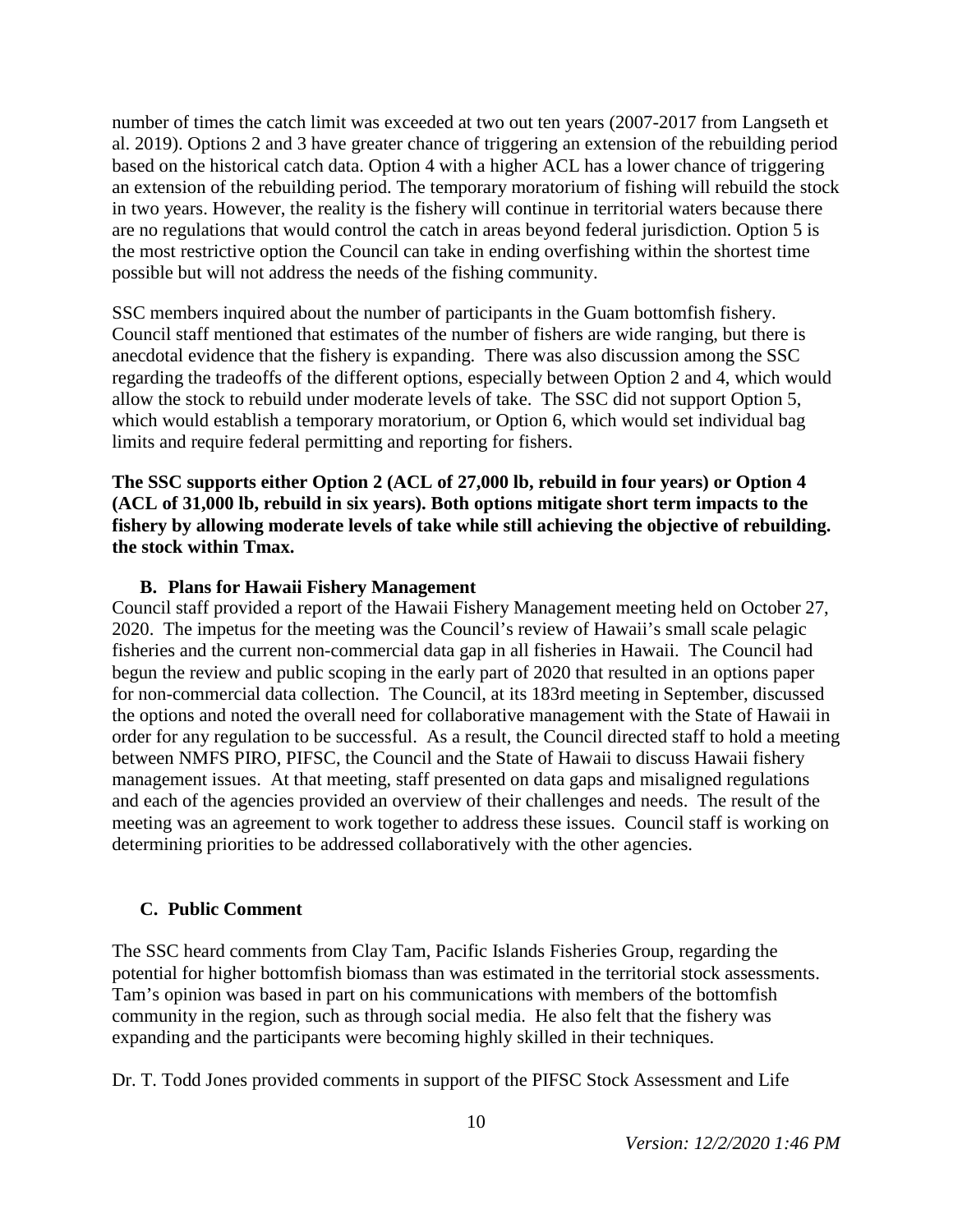number of times the catch limit was exceeded at two out ten years (2007-2017 from Langseth et al. 2019). Options 2 and 3 have greater chance of triggering an extension of the rebuilding period based on the historical catch data. Option 4 with a higher ACL has a lower chance of triggering an extension of the rebuilding period. The temporary moratorium of fishing will rebuild the stock in two years. However, the reality is the fishery will continue in territorial waters because there are no regulations that would control the catch in areas beyond federal jurisdiction. Option 5 is the most restrictive option the Council can take in ending overfishing within the shortest time possible but will not address the needs of the fishing community.

SSC members inquired about the number of participants in the Guam bottomfish fishery. Council staff mentioned that estimates of the number of fishers are wide ranging, but there is anecdotal evidence that the fishery is expanding. There was also discussion among the SSC regarding the tradeoffs of the different options, especially between Option 2 and 4, which would allow the stock to rebuild under moderate levels of take. The SSC did not support Option 5, which would establish a temporary moratorium, or Option 6, which would set individual bag limits and require federal permitting and reporting for fishers.

**The SSC supports either Option 2 (ACL of 27,000 lb, rebuild in four years) or Option 4 (ACL of 31,000 lb, rebuild in six years). Both options mitigate short term impacts to the fishery by allowing moderate levels of take while still achieving the objective of rebuilding. the stock within Tmax.**

### B. Plans for Hawaii Fishery Management

Council staff provided a report of the Hawaii Fishery Management meeting held on October 27, 2020. The impetus for the meeting was the Council's review of Hawaii's small scale pelagic fisheries and the current non-commercial data gap in all fisheries in Hawaii. The Council had begun the review and public scoping in the early part of 2020 that resulted in an options paper for non-commercial data collection. The Council, at its 183rd meeting in September, discussed the options and noted the overall need for collaborative management with the State of Hawaii in order for any regulation to be successful. As a result, the Council directed staff to hold a meeting between NMFS PIRO, PIFSC, the Council and the State of Hawaii to discuss Hawaii fishery management issues. At that meeting, staff presented on data gaps and misaligned regulations and each of the agencies provided an overview of their challenges and needs. The result of the meeting was an agreement to work together to address these issues. Council staff is working on determining priorities to be addressed collaboratively with the other agencies.

### C. Public Comment

The SSC heard comments from Clay Tam, Pacific Islands Fisheries Group, regarding the potential for higher bottomfish biomass than was estimated in the territorial stock assessments. Tam's opinion was based in part on his communications with members of the bottomfish community in the region, such as through social media. He also felt that the fishery was expanding and the participants were becoming highly skilled in their techniques.

Dr. T. Todd Jones provided comments in support of the PIFSC Stock Assessment and Life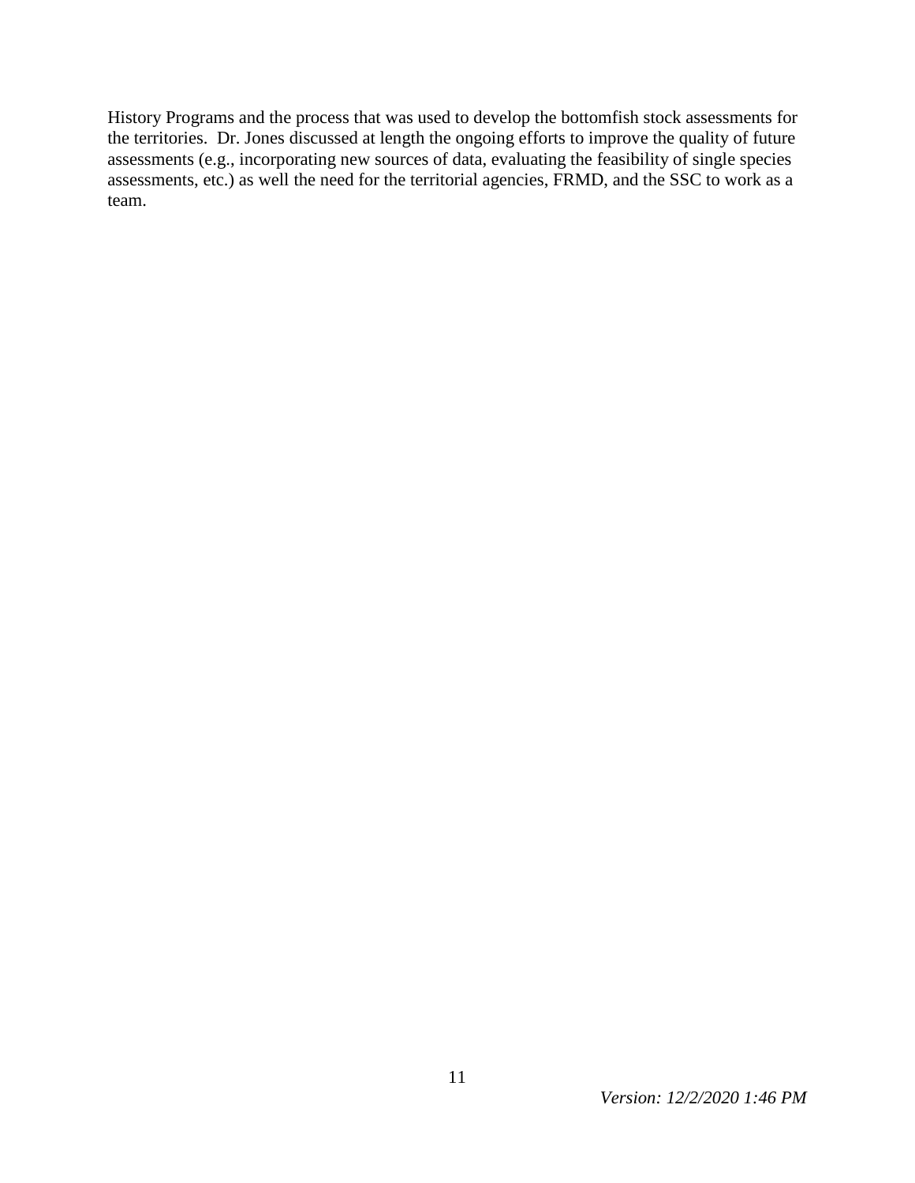History Programs and the process that was used to develop the bottomfish stock assessments for the territories. Dr. Jones discussed at length the ongoing efforts to improve the quality of future assessments (e.g., incorporating new sources of data, evaluating the feasibility of single species assessments, etc.) as well the need for the territorial agencies, FRMD, and the SSC to work as a team.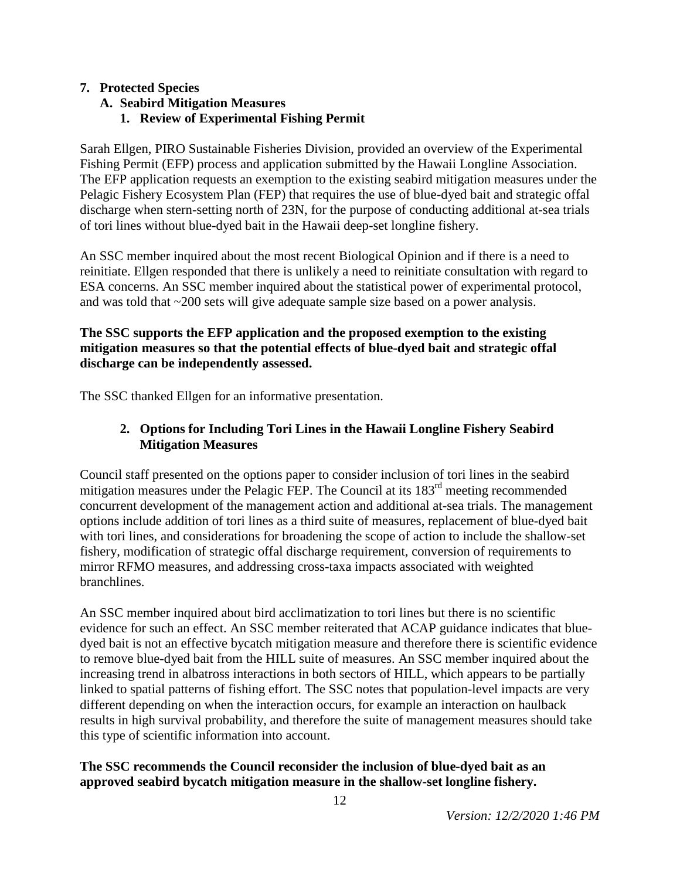## 7. Protected Species

### A. Seabird Mitigation Measures

#### 1. Review of Experimental Fishing Permit

Sarah Ellgen, PIRO Sustainable Fisheries Division, provided an overview of the Experimental Fishing Permit (EFP) process and application submitted by the Hawaii Longline Association. The EFP application requests an exemption to the existing seabird mitigation measures under the Pelagic Fishery Ecosystem Plan (FEP) that requires the use of blue-dyed bait and strategic offal discharge when stern-setting north of 23N, for the purpose of conducting additional at-sea trials of tori lines without blue-dyed bait in the Hawaii deep-set longline fishery.

An SSC member inquired about the most recent Biological Opinion and if there is a need to reinitiate. Ellgen responded that there is unlikely a need to reinitiate consultation with regard to ESA concerns. An SSC member inquired about the statistical power of experimental protocol, and was told that ~200 sets will give adequate sample size based on a power analysis.

**The SSC supports the EFP application and the proposed exemption to the existing mitigation measures so that the potential effects of blue-dyed bait and strategic offal discharge can be independently assessed.**

The SSC thanked Ellgen for an informative presentation.

#### 2. Options for Including Tori Lines in the Hawaii Longline Fishery Seabird Mitigation Measures

Council staff presented on the options paper to consider inclusion of tori lines in the seabird mitigation measures under the Pelagic FEP. The Council at its 183rd meeting recommended concurrent development of the management action and additional at-sea trials. The management options include addition of tori lines as a third suite of measures, replacement of blue-dyed bait with tori lines, and considerations for broadening the scope of action to include the shallow-set fishery, modification of strategic offal discharge requirement, conversion of requirements to mirror RFMO measures, and addressing cross-taxa impacts associated with weighted branchlines.

An SSC member inquired about bird acclimatization to tori lines but there is no scientific evidence for such an effect. An SSC member reiterated that ACAP guidance indicates that blue-dyed bait is not an effective bycatch mitigation measure and therefore there is scientific evidence to remove blue-dyed bait from the HILL suite of measures. An SSC member inquired about the increasing trend in albatross interactions in both sectors of HILL, which appears to be partially linked to spatial patterns of fishing effort. The SSC notes that population-level impacts are very different depending on when the interaction occurs, for example an interaction on haulback results in high survival probability, and therefore the suite of management measures should take this type of scientific information into account.

**The SSC recommends the Council reconsider the inclusion of blue-dyed bait as an approved seabird bycatch mitigation measure in the shallow-set longline fishery.**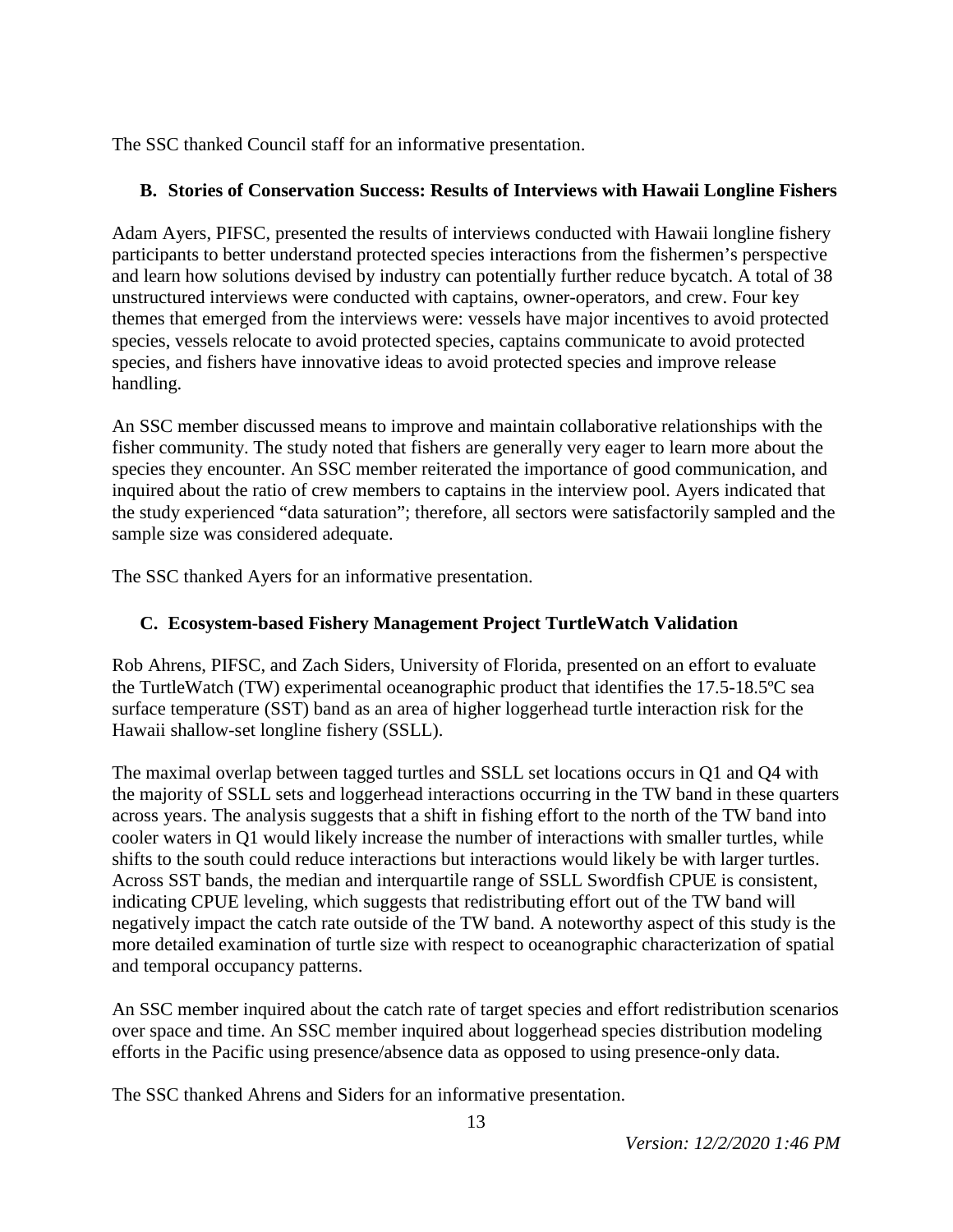The SSC thanked Council staff for an informative presentation.

### B. Stories of Conservation Success: Results of Interviews with Hawaii Longline Fishers

Adam Ayers, PIFSC, presented the results of interviews conducted with Hawaii longline fishery participants to better understand protected species interactions from the fishermen's perspective and learn how solutions devised by industry can potentially further reduce bycatch. A total of 38 unstructured interviews were conducted with captains, owner-operators, and crew. Four key themes that emerged from the interviews were: vessels have major incentives to avoid protected species, vessels relocate to avoid protected species, captains communicate to avoid protected species, and fishers have innovative ideas to avoid protected species and improve release handling.

An SSC member discussed means to improve and maintain collaborative relationships with the fisher community. The study noted that fishers are generally very eager to learn more about the species they encounter. An SSC member reiterated the importance of good communication, and inquired about the ratio of crew members to captains in the interview pool. Ayers indicated that the study experienced "data saturation"; therefore, all sectors were satisfactorily sampled and the sample size was considered adequate.

The SSC thanked Ayers for an informative presentation.

### C. Ecosystem-based Fishery Management Project TurtleWatch Validation

Rob Ahrens, PIFSC, and Zach Siders, University of Florida, presented on an effort to evaluate the TurtleWatch (TW) experimental oceanographic product that identifies the 17.5-18.5ºC sea surface temperature (SST) band as an area of higher loggerhead turtle interaction risk for the Hawaii shallow-set longline fishery (SSLL).

The maximal overlap between tagged turtles and SSLL set locations occurs in Q1 and Q4 with the majority of SSLL sets and loggerhead interactions occurring in the TW band in these quarters across years. The analysis suggests that a shift in fishing effort to the north of the TW band into cooler waters in Q1 would likely increase the number of interactions with smaller turtles, while shifts to the south could reduce interactions but interactions would likely be with larger turtles. Across SST bands, the median and interquartile range of SSLL Swordfish CPUE is consistent, indicating CPUE leveling, which suggests that redistributing effort out of the TW band will negatively impact the catch rate outside of the TW band. A noteworthy aspect of this study is the more detailed examination of turtle size with respect to oceanographic characterization of spatial and temporal occupancy patterns.

An SSC member inquired about the catch rate of target species and effort redistribution scenarios over space and time. An SSC member inquired about loggerhead species distribution modeling efforts in the Pacific using presence/absence data as opposed to using presence-only data.

The SSC thanked Ahrens and Siders for an informative presentation.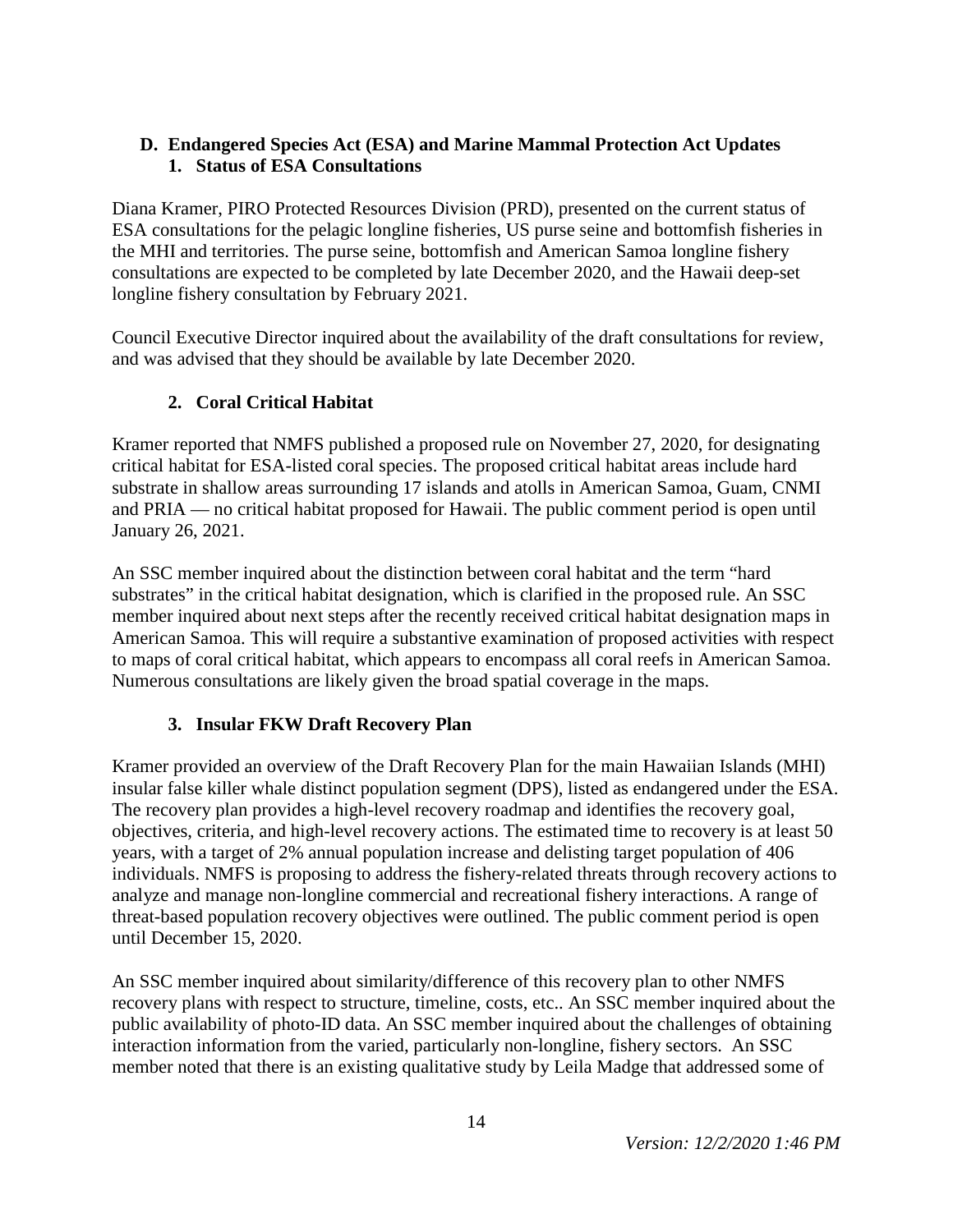## D. Endangered Species Act (ESA) and Marine Mammal Protection Act Updates

### 1. Status of ESA Consultations

Diana Kramer, PIRO Protected Resources Division (PRD), presented on the current status of ESA consultations for the pelagic longline fisheries, US purse seine and bottomfish fisheries in the MHI and territories. The purse seine, bottomfish and American Samoa longline fishery consultations are expected to be completed by late December 2020, and the Hawaii deep-set longline fishery consultation by February 2021.

Council Executive Director inquired about the availability of the draft consultations for review, and was advised that they should be available by late December 2020.

### 2. Coral Critical Habitat

Kramer reported that NMFS published a proposed rule on November 27, 2020, for designating critical habitat for ESA-listed coral species. The proposed critical habitat areas include hard substrate in shallow areas surrounding 17 islands and atolls in American Samoa, Guam, CNMI and PRIA — no critical habitat proposed for Hawaii. The public comment period is open until January 26, 2021.

An SSC member inquired about the distinction between coral habitat and the term "hard substrates" in the critical habitat designation, which is clarified in the proposed rule. An SSC member inquired about next steps after the recently received critical habitat designation maps in American Samoa. This will require a substantive examination of proposed activities with respect to maps of coral critical habitat, which appears to encompass all coral reefs in American Samoa. Numerous consultations are likely given the broad spatial coverage in the maps.

### 3. Insular FKW Draft Recovery Plan

Kramer provided an overview of the Draft Recovery Plan for the main Hawaiian Islands (MHI) insular false killer whale distinct population segment (DPS), listed as endangered under the ESA. The recovery plan provides a high-level recovery roadmap and identifies the recovery goal, objectives, criteria, and high-level recovery actions. The estimated time to recovery is at least 50 years, with a target of 2% annual population increase and delisting target population of 406 individuals. NMFS is proposing to address the fishery-related threats through recovery actions to analyze and manage non-longline commercial and recreational fishery interactions. A range of threat-based population recovery objectives were outlined. The public comment period is open until December 15, 2020.

An SSC member inquired about similarity/difference of this recovery plan to other NMFS recovery plans with respect to structure, timeline, costs, etc.. An SSC member inquired about the public availability of photo-ID data. An SSC member inquired about the challenges of obtaining interaction information from the varied, particularly non-longline, fishery sectors. An SSC member noted that there is an existing qualitative study by Leila Madge that addressed some of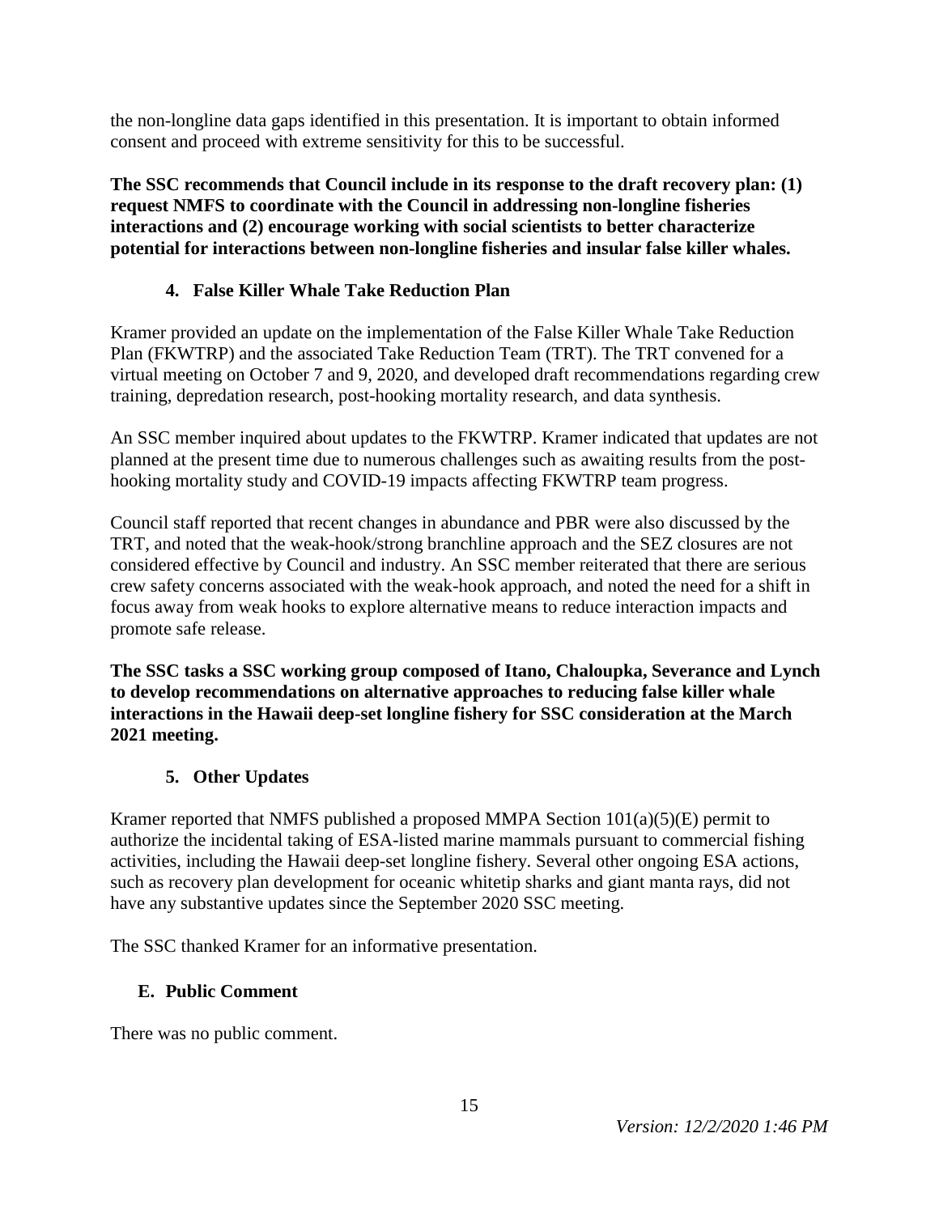the non-longline data gaps identified in this presentation. It is important to obtain informed consent and proceed with extreme sensitivity for this to be successful.

**The SSC recommends that Council include in its response to the draft recovery plan: (1) request NMFS to coordinate with the Council in addressing non-longline fisheries interactions and (2) encourage working with social scientists to better characterize potential for interactions between non-longline fisheries and insular false killer whales.**

### 4. False Killer Whale Take Reduction Plan

Kramer provided an update on the implementation of the False Killer Whale Take Reduction Plan (FKWTRP) and the associated Take Reduction Team (TRT). The TRT convened for a virtual meeting on October 7 and 9, 2020, and developed draft recommendations regarding crew training, depredation research, post-hooking mortality research, and data synthesis.

An SSC member inquired about updates to the FKWTRP. Kramer indicated that updates are not planned at the present time due to numerous challenges such as awaiting results from the post-hooking mortality study and COVID-19 impacts affecting FKWTRP team progress.

Council staff reported that recent changes in abundance and PBR were also discussed by the TRT, and noted that the weak-hook/strong branchline approach and the SEZ closures are not considered effective by Council and industry. An SSC member reiterated that there are serious crew safety concerns associated with the weak-hook approach, and noted the need for a shift in focus away from weak hooks to explore alternative means to reduce interaction impacts and promote safe release.

**The SSC tasks a SSC working group composed of Itano, Chaloupka, Severance and Lynch to develop recommendations on alternative approaches to reducing false killer whale interactions in the Hawaii deep-set longline fishery for SSC consideration at the March 2021 meeting.**

### 5. Other Updates

Kramer reported that NMFS published a proposed MMPA Section 101(a)(5)(E) permit to authorize the incidental taking of ESA-listed marine mammals pursuant to commercial fishing activities, including the Hawaii deep-set longline fishery. Several other ongoing ESA actions, such as recovery plan development for oceanic whitetip sharks and giant manta rays, did not have any substantive updates since the September 2020 SSC meeting.

The SSC thanked Kramer for an informative presentation.

## E. Public Comment

There was no public comment.